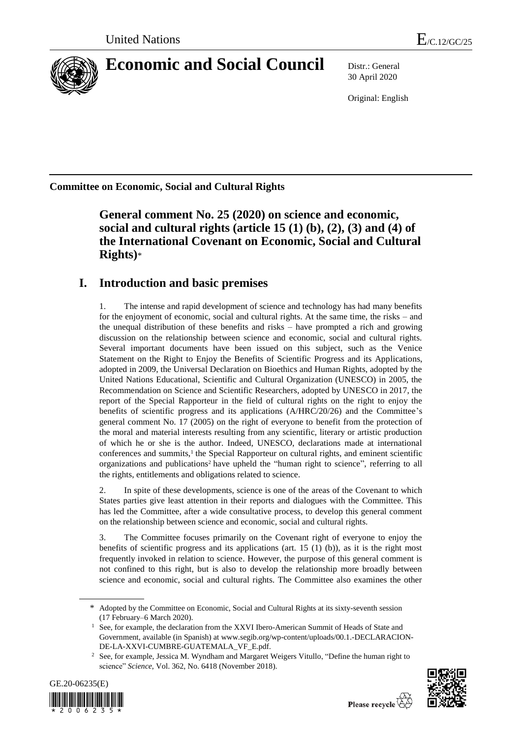United Nations

E/C.12/GC/25

# Economic and Social Council

Distr.: General
30 April 2020

Original: English

**Committee on Economic, Social and Cultural Rights**

## General comment No. 25 (2020) on science and economic, social and cultural rights (article 15 (1) (b), (2), (3) and (4) of the International Covenant on Economic, Social and Cultural Rights)*

## I. Introduction and basic premises

1. The intense and rapid development of science and technology has had many benefits for the enjoyment of economic, social and cultural rights. At the same time, the risks – and the unequal distribution of these benefits and risks – have prompted a rich and growing discussion on the relationship between science and economic, social and cultural rights. Several important documents have been issued on this subject, such as the Venice Statement on the Right to Enjoy the Benefits of Scientific Progress and its Applications, adopted in 2009, the Universal Declaration on Bioethics and Human Rights, adopted by the United Nations Educational, Scientific and Cultural Organization (UNESCO) in 2005, the Recommendation on Science and Scientific Researchers, adopted by UNESCO in 2017, the report of the Special Rapporteur in the field of cultural rights on the right to enjoy the benefits of scientific progress and its applications (A/HRC/20/26) and the Committee's general comment No. 17 (2005) on the right of everyone to benefit from the protection of the moral and material interests resulting from any scientific, literary or artistic production of which he or she is the author. Indeed, UNESCO, declarations made at international conferences and summits,[1] the Special Rapporteur on cultural rights, and eminent scientific organizations and publications[2] have upheld the "human right to science", referring to all the rights, entitlements and obligations related to science.

2. In spite of these developments, science is one of the areas of the Covenant to which States parties give least attention in their reports and dialogues with the Committee. This has led the Committee, after a wide consultative process, to develop this general comment on the relationship between science and economic, social and cultural rights.

3. The Committee focuses primarily on the Covenant right of everyone to enjoy the benefits of scientific progress and its applications (art. 15 (1) (b)), as it is the right most frequently invoked in relation to science. However, the purpose of this general comment is not confined to this right, but is also to develop the relationship more broadly between science and economic, social and cultural rights. The Committee also examines the other

---

\* Adopted by the Committee on Economic, Social and Cultural Rights at its sixty-seventh session (17 February–6 March 2020).

[1] See, for example, the declaration from the XXVI Ibero-American Summit of Heads of State and Government, available (in Spanish) at www.segib.org/wp-content/uploads/00.1.-DECLARACION-DE-LA-XXVI-CUMBRE-GUATEMALA_VF_E.pdf.

[2] See, for example, Jessica M. Wyndham and Margaret Weigers Vitullo, "Define the human right to science" *Science*, Vol. 362, No. 6418 (November 2018).

GE.20-06235(E)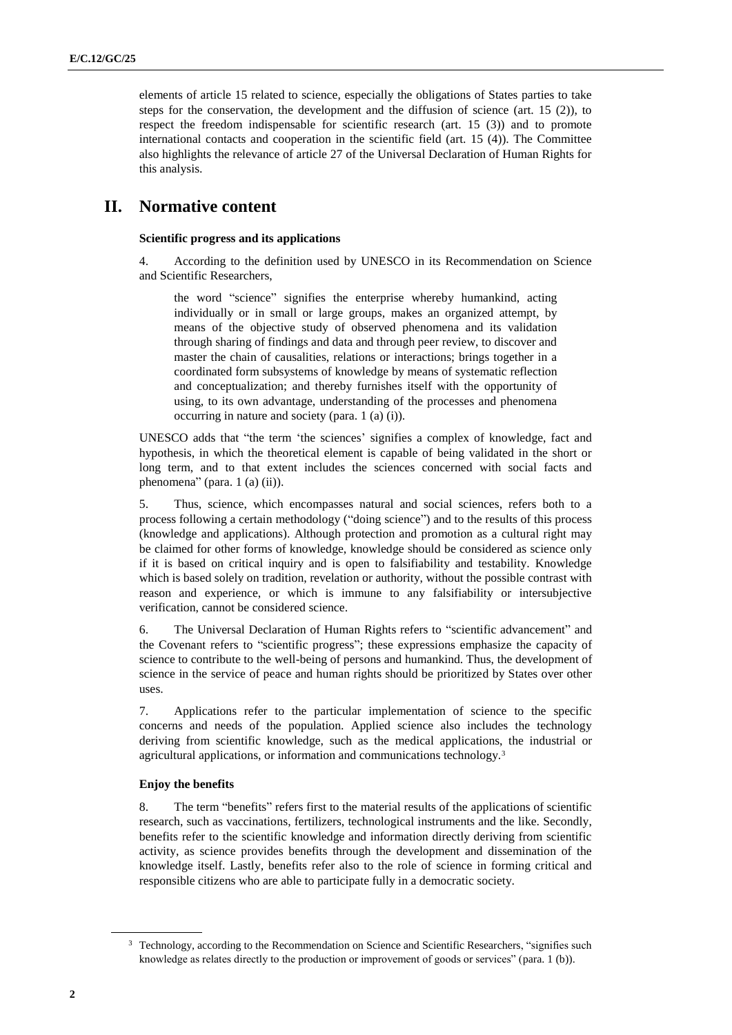elements of article 15 related to science, especially the obligations of States parties to take steps for the conservation, the development and the diffusion of science (art. 15 (2)), to respect the freedom indispensable for scientific research (art. 15 (3)) and to promote international contacts and cooperation in the scientific field (art. 15 (4)). The Committee also highlights the relevance of article 27 of the Universal Declaration of Human Rights for this analysis.

## II. Normative content

### Scientific progress and its applications

4. According to the definition used by UNESCO in its Recommendation on Science and Scientific Researchers,

> the word "science" signifies the enterprise whereby humankind, acting individually or in small or large groups, makes an organized attempt, by means of the objective study of observed phenomena and its validation through sharing of findings and data and through peer review, to discover and master the chain of causalities, relations or interactions; brings together in a coordinated form subsystems of knowledge by means of systematic reflection and conceptualization; and thereby furnishes itself with the opportunity of using, to its own advantage, understanding of the processes and phenomena occurring in nature and society (para. 1 (a) (i)).

UNESCO adds that "the term 'the sciences' signifies a complex of knowledge, fact and hypothesis, in which the theoretical element is capable of being validated in the short or long term, and to that extent includes the sciences concerned with social facts and phenomena" (para. 1 (a) (ii)).

5. Thus, science, which encompasses natural and social sciences, refers both to a process following a certain methodology ("doing science") and to the results of this process (knowledge and applications). Although protection and promotion as a cultural right may be claimed for other forms of knowledge, knowledge should be considered as science only if it is based on critical inquiry and is open to falsifiability and testability. Knowledge which is based solely on tradition, revelation or authority, without the possible contrast with reason and experience, or which is immune to any falsifiability or intersubjective verification, cannot be considered science.

6. The Universal Declaration of Human Rights refers to "scientific advancement" and the Covenant refers to "scientific progress"; these expressions emphasize the capacity of science to contribute to the well-being of persons and humankind. Thus, the development of science in the service of peace and human rights should be prioritized by States over other uses.

7. Applications refer to the particular implementation of science to the specific concerns and needs of the population. Applied science also includes the technology deriving from scientific knowledge, such as the medical applications, the industrial or agricultural applications, or information and communications technology.[3]

### Enjoy the benefits

8. The term "benefits" refers first to the material results of the applications of scientific research, such as vaccinations, fertilizers, technological instruments and the like. Secondly, benefits refer to the scientific knowledge and information directly deriving from scientific activity, as science provides benefits through the development and dissemination of the knowledge itself. Lastly, benefits refer also to the role of science in forming critical and responsible citizens who are able to participate fully in a democratic society.

---

[3] Technology, according to the Recommendation on Science and Scientific Researchers, "signifies such knowledge as relates directly to the production or improvement of goods or services" (para. 1 (b)).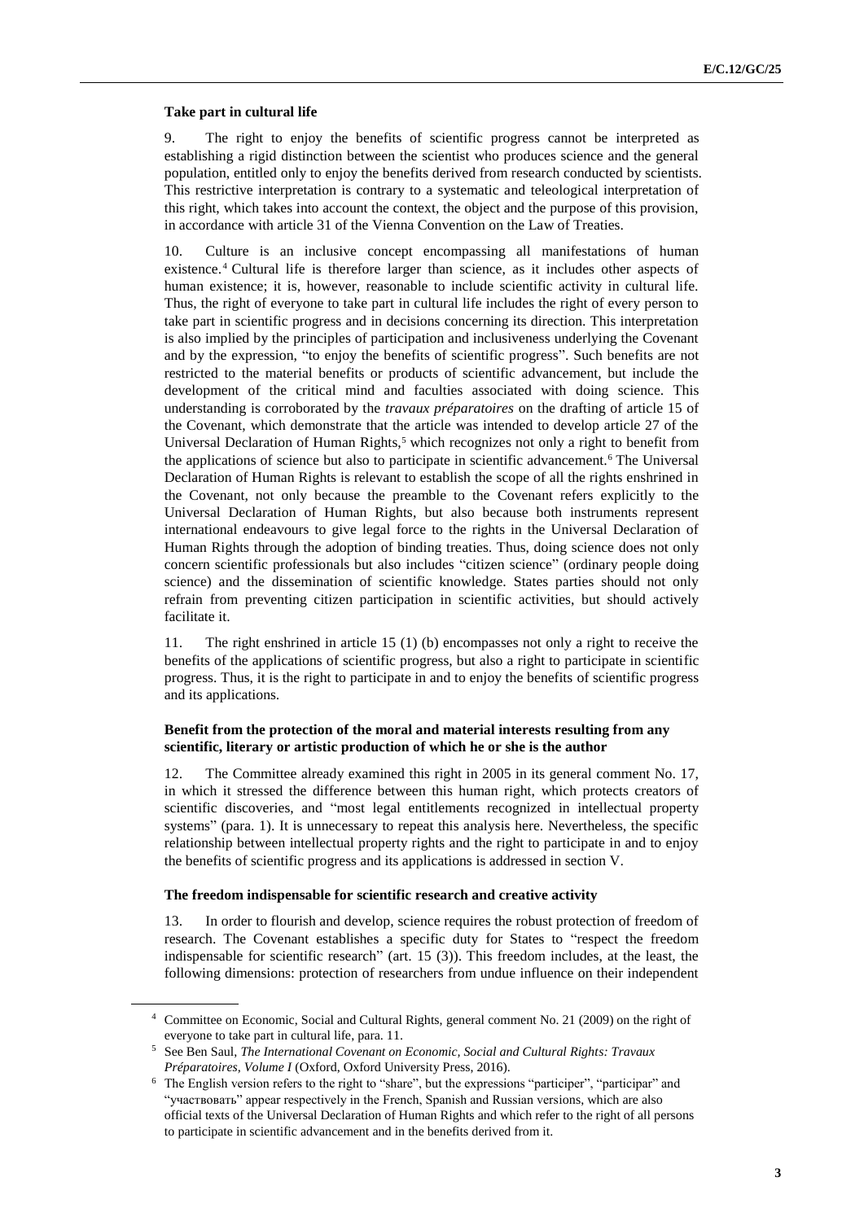### Take part in cultural life

9. The right to enjoy the benefits of scientific progress cannot be interpreted as establishing a rigid distinction between the scientist who produces science and the general population, entitled only to enjoy the benefits derived from research conducted by scientists. This restrictive interpretation is contrary to a systematic and teleological interpretation of this right, which takes into account the context, the object and the purpose of this provision, in accordance with article 31 of the Vienna Convention on the Law of Treaties.

10. Culture is an inclusive concept encompassing all manifestations of human existence.[4] Cultural life is therefore larger than science, as it includes other aspects of human existence; it is, however, reasonable to include scientific activity in cultural life. Thus, the right of everyone to take part in cultural life includes the right of every person to take part in scientific progress and in decisions concerning its direction. This interpretation is also implied by the principles of participation and inclusiveness underlying the Covenant and by the expression, "to enjoy the benefits of scientific progress". Such benefits are not restricted to the material benefits or products of scientific advancement, but include the development of the critical mind and faculties associated with doing science. This understanding is corroborated by the *travaux préparatoires* on the drafting of article 15 of the Covenant, which demonstrate that the article was intended to develop article 27 of the Universal Declaration of Human Rights,[5] which recognizes not only a right to benefit from the applications of science but also to participate in scientific advancement.[6] The Universal Declaration of Human Rights is relevant to establish the scope of all the rights enshrined in the Covenant, not only because the preamble to the Covenant refers explicitly to the Universal Declaration of Human Rights, but also because both instruments represent international endeavours to give legal force to the rights in the Universal Declaration of Human Rights through the adoption of binding treaties. Thus, doing science does not only concern scientific professionals but also includes "citizen science" (ordinary people doing science) and the dissemination of scientific knowledge. States parties should not only refrain from preventing citizen participation in scientific activities, but should actively facilitate it.

11. The right enshrined in article 15 (1) (b) encompasses not only a right to receive the benefits of the applications of scientific progress, but also a right to participate in scientific progress. Thus, it is the right to participate in and to enjoy the benefits of scientific progress and its applications.

### Benefit from the protection of the moral and material interests resulting from any scientific, literary or artistic production of which he or she is the author

12. The Committee already examined this right in 2005 in its general comment No. 17, in which it stressed the difference between this human right, which protects creators of scientific discoveries, and "most legal entitlements recognized in intellectual property systems" (para. 1). It is unnecessary to repeat this analysis here. Nevertheless, the specific relationship between intellectual property rights and the right to participate in and to enjoy the benefits of scientific progress and its applications is addressed in section V.

### The freedom indispensable for scientific research and creative activity

13. In order to flourish and develop, science requires the robust protection of freedom of research. The Covenant establishes a specific duty for States to "respect the freedom indispensable for scientific research" (art. 15 (3)). This freedom includes, at the least, the following dimensions: protection of researchers from undue influence on their independent

---

[4] Committee on Economic, Social and Cultural Rights, general comment No. 21 (2009) on the right of everyone to take part in cultural life, para. 11.

[5] See Ben Saul, *The International Covenant on Economic, Social and Cultural Rights: Travaux Préparatoires, Volume I* (Oxford, Oxford University Press, 2016).

[6] The English version refers to the right to "share", but the expressions "participer", "participar" and "участвовать" appear respectively in the French, Spanish and Russian versions, which are also official texts of the Universal Declaration of Human Rights and which refer to the right of all persons to participate in scientific advancement and in the benefits derived from it.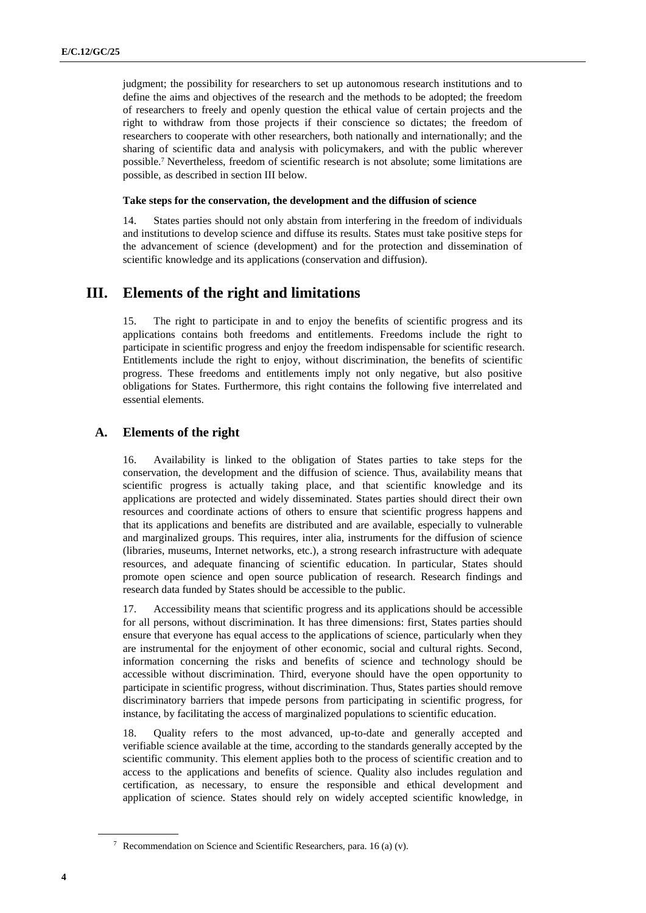judgment; the possibility for researchers to set up autonomous research institutions and to define the aims and objectives of the research and the methods to be adopted; the freedom of researchers to freely and openly question the ethical value of certain projects and the right to withdraw from those projects if their conscience so dictates; the freedom of researchers to cooperate with other researchers, both nationally and internationally; and the sharing of scientific data and analysis with policymakers, and with the public wherever possible.[7] Nevertheless, freedom of scientific research is not absolute; some limitations are possible, as described in section III below.

**Take steps for the conservation, the development and the diffusion of science**

14. States parties should not only abstain from interfering in the freedom of individuals and institutions to develop science and diffuse its results. States must take positive steps for the advancement of science (development) and for the protection and dissemination of scientific knowledge and its applications (conservation and diffusion).

# III. Elements of the right and limitations

15. The right to participate in and to enjoy the benefits of scientific progress and its applications contains both freedoms and entitlements. Freedoms include the right to participate in scientific progress and enjoy the freedom indispensable for scientific research. Entitlements include the right to enjoy, without discrimination, the benefits of scientific progress. These freedoms and entitlements imply not only negative, but also positive obligations for States. Furthermore, this right contains the following five interrelated and essential elements.

## A. Elements of the right

16. Availability is linked to the obligation of States parties to take steps for the conservation, the development and the diffusion of science. Thus, availability means that scientific progress is actually taking place, and that scientific knowledge and its applications are protected and widely disseminated. States parties should direct their own resources and coordinate actions of others to ensure that scientific progress happens and that its applications and benefits are distributed and are available, especially to vulnerable and marginalized groups. This requires, inter alia, instruments for the diffusion of science (libraries, museums, Internet networks, etc.), a strong research infrastructure with adequate resources, and adequate financing of scientific education. In particular, States should promote open science and open source publication of research. Research findings and research data funded by States should be accessible to the public.

17. Accessibility means that scientific progress and its applications should be accessible for all persons, without discrimination. It has three dimensions: first, States parties should ensure that everyone has equal access to the applications of science, particularly when they are instrumental for the enjoyment of other economic, social and cultural rights. Second, information concerning the risks and benefits of science and technology should be accessible without discrimination. Third, everyone should have the open opportunity to participate in scientific progress, without discrimination. Thus, States parties should remove discriminatory barriers that impede persons from participating in scientific progress, for instance, by facilitating the access of marginalized populations to scientific education.

18. Quality refers to the most advanced, up-to-date and generally accepted and verifiable science available at the time, according to the standards generally accepted by the scientific community. This element applies both to the process of scientific creation and to access to the applications and benefits of science. Quality also includes regulation and certification, as necessary, to ensure the responsible and ethical development and application of science. States should rely on widely accepted scientific knowledge, in

[7] Recommendation on Science and Scientific Researchers, para. 16 (a) (v).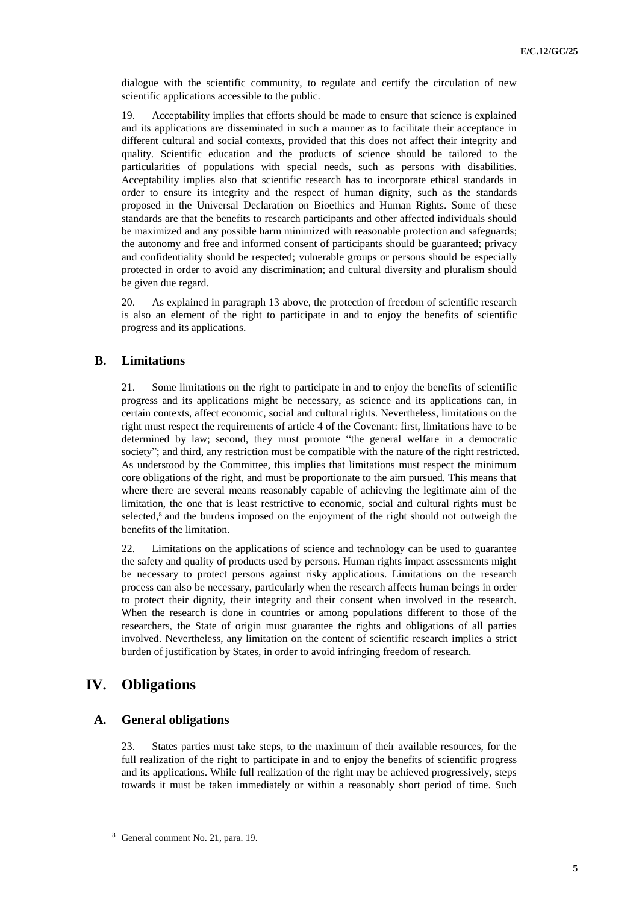dialogue with the scientific community, to regulate and certify the circulation of new scientific applications accessible to the public.

19. Acceptability implies that efforts should be made to ensure that science is explained and its applications are disseminated in such a manner as to facilitate their acceptance in different cultural and social contexts, provided that this does not affect their integrity and quality. Scientific education and the products of science should be tailored to the particularities of populations with special needs, such as persons with disabilities. Acceptability implies also that scientific research has to incorporate ethical standards in order to ensure its integrity and the respect of human dignity, such as the standards proposed in the Universal Declaration on Bioethics and Human Rights. Some of these standards are that the benefits to research participants and other affected individuals should be maximized and any possible harm minimized with reasonable protection and safeguards; the autonomy and free and informed consent of participants should be guaranteed; privacy and confidentiality should be respected; vulnerable groups or persons should be especially protected in order to avoid any discrimination; and cultural diversity and pluralism should be given due regard.

20. As explained in paragraph 13 above, the protection of freedom of scientific research is also an element of the right to participate in and to enjoy the benefits of scientific progress and its applications.

## B. Limitations

21. Some limitations on the right to participate in and to enjoy the benefits of scientific progress and its applications might be necessary, as science and its applications can, in certain contexts, affect economic, social and cultural rights. Nevertheless, limitations on the right must respect the requirements of article 4 of the Covenant: first, limitations have to be determined by law; second, they must promote "the general welfare in a democratic society"; and third, any restriction must be compatible with the nature of the right restricted. As understood by the Committee, this implies that limitations must respect the minimum core obligations of the right, and must be proportionate to the aim pursued. This means that where there are several means reasonably capable of achieving the legitimate aim of the limitation, the one that is least restrictive to economic, social and cultural rights must be selected,[8] and the burdens imposed on the enjoyment of the right should not outweigh the benefits of the limitation.

22. Limitations on the applications of science and technology can be used to guarantee the safety and quality of products used by persons. Human rights impact assessments might be necessary to protect persons against risky applications. Limitations on the research process can also be necessary, particularly when the research affects human beings in order to protect their dignity, their integrity and their consent when involved in the research. When the research is done in countries or among populations different to those of the researchers, the State of origin must guarantee the rights and obligations of all parties involved. Nevertheless, any limitation on the content of scientific research implies a strict burden of justification by States, in order to avoid infringing freedom of research.

# IV. Obligations

## A. General obligations

23. States parties must take steps, to the maximum of their available resources, for the full realization of the right to participate in and to enjoy the benefits of scientific progress and its applications. While full realization of the right may be achieved progressively, steps towards it must be taken immediately or within a reasonably short period of time. Such

[8] General comment No. 21, para. 19.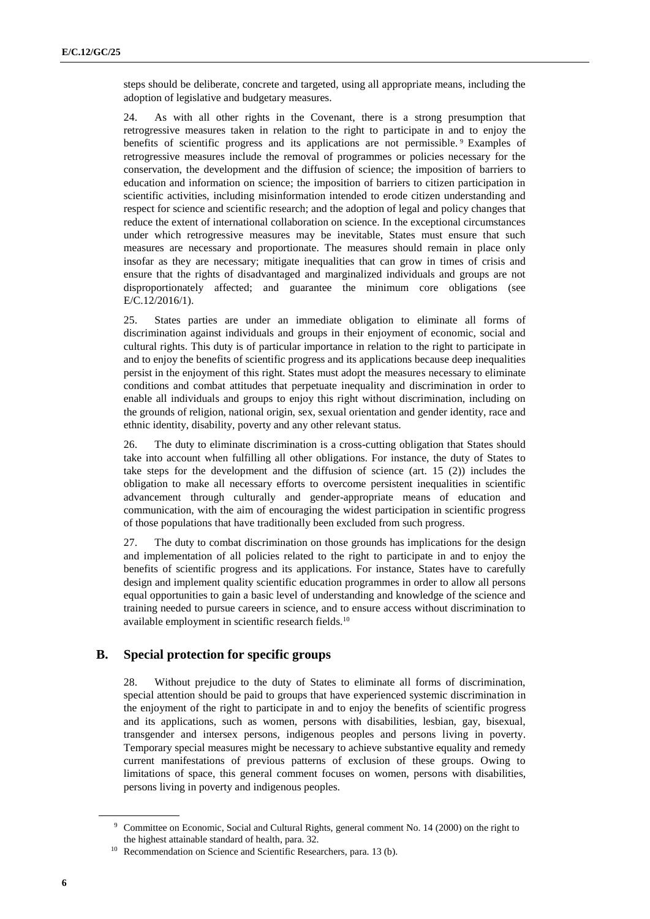steps should be deliberate, concrete and targeted, using all appropriate means, including the adoption of legislative and budgetary measures.

24. As with all other rights in the Covenant, there is a strong presumption that retrogressive measures taken in relation to the right to participate in and to enjoy the benefits of scientific progress and its applications are not permissible.[9] Examples of retrogressive measures include the removal of programmes or policies necessary for the conservation, the development and the diffusion of science; the imposition of barriers to education and information on science; the imposition of barriers to citizen participation in scientific activities, including misinformation intended to erode citizen understanding and respect for science and scientific research; and the adoption of legal and policy changes that reduce the extent of international collaboration on science. In the exceptional circumstances under which retrogressive measures may be inevitable, States must ensure that such measures are necessary and proportionate. The measures should remain in place only insofar as they are necessary; mitigate inequalities that can grow in times of crisis and ensure that the rights of disadvantaged and marginalized individuals and groups are not disproportionately affected; and guarantee the minimum core obligations (see E/C.12/2016/1).

25. States parties are under an immediate obligation to eliminate all forms of discrimination against individuals and groups in their enjoyment of economic, social and cultural rights. This duty is of particular importance in relation to the right to participate in and to enjoy the benefits of scientific progress and its applications because deep inequalities persist in the enjoyment of this right. States must adopt the measures necessary to eliminate conditions and combat attitudes that perpetuate inequality and discrimination in order to enable all individuals and groups to enjoy this right without discrimination, including on the grounds of religion, national origin, sex, sexual orientation and gender identity, race and ethnic identity, disability, poverty and any other relevant status.

26. The duty to eliminate discrimination is a cross-cutting obligation that States should take into account when fulfilling all other obligations. For instance, the duty of States to take steps for the development and the diffusion of science (art. 15 (2)) includes the obligation to make all necessary efforts to overcome persistent inequalities in scientific advancement through culturally and gender-appropriate means of education and communication, with the aim of encouraging the widest participation in scientific progress of those populations that have traditionally been excluded from such progress.

27. The duty to combat discrimination on those grounds has implications for the design and implementation of all policies related to the right to participate in and to enjoy the benefits of scientific progress and its applications. For instance, States have to carefully design and implement quality scientific education programmes in order to allow all persons equal opportunities to gain a basic level of understanding and knowledge of the science and training needed to pursue careers in science, and to ensure access without discrimination to available employment in scientific research fields.[10]

## B. Special protection for specific groups

28. Without prejudice to the duty of States to eliminate all forms of discrimination, special attention should be paid to groups that have experienced systemic discrimination in the enjoyment of the right to participate in and to enjoy the benefits of scientific progress and its applications, such as women, persons with disabilities, lesbian, gay, bisexual, transgender and intersex persons, indigenous peoples and persons living in poverty. Temporary special measures might be necessary to achieve substantive equality and remedy current manifestations of previous patterns of exclusion of these groups. Owing to limitations of space, this general comment focuses on women, persons with disabilities, persons living in poverty and indigenous peoples.

---

[9] Committee on Economic, Social and Cultural Rights, general comment No. 14 (2000) on the right to the highest attainable standard of health, para. 32.

[10] Recommendation on Science and Scientific Researchers, para. 13 (b).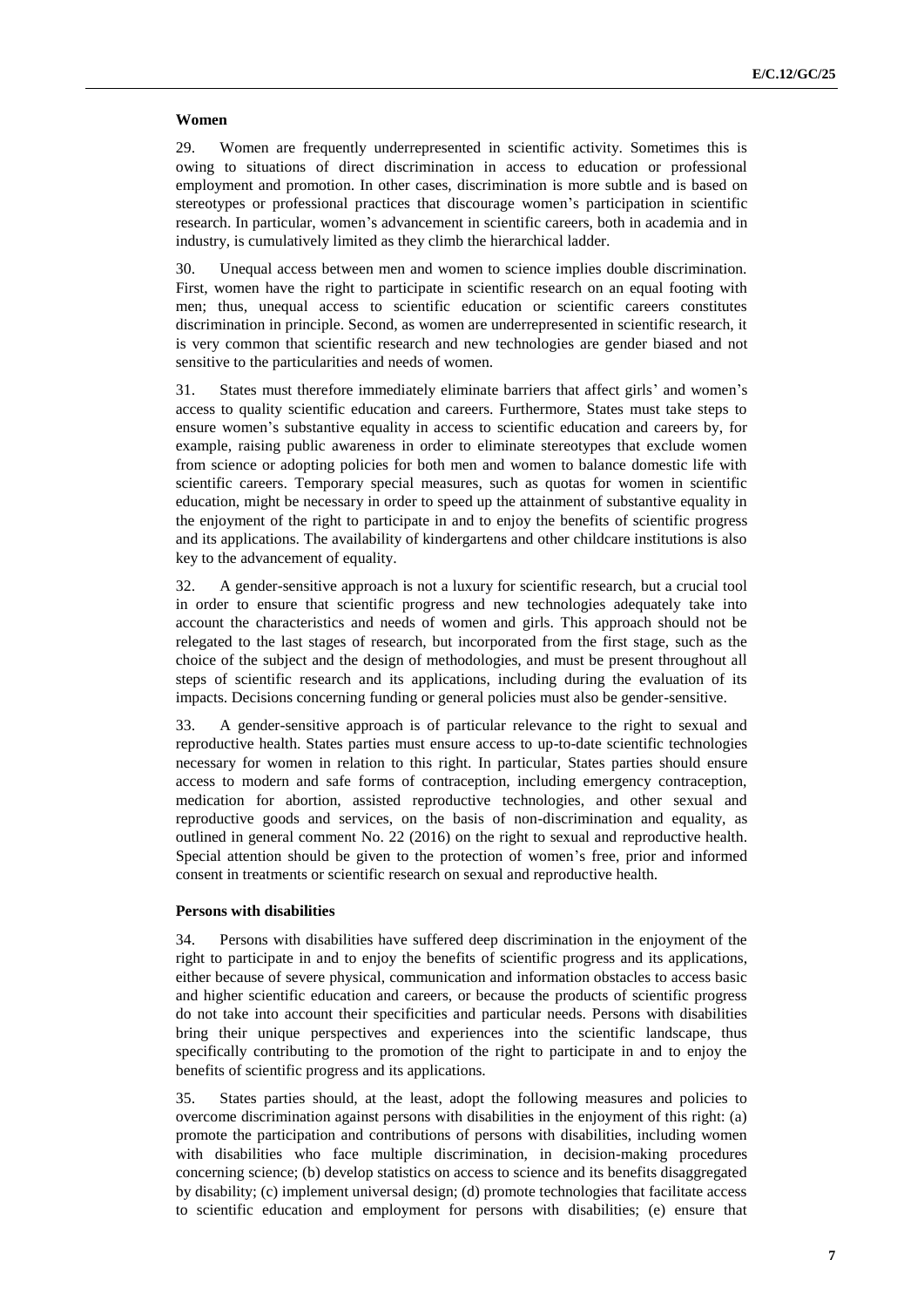**Women**

29. Women are frequently underrepresented in scientific activity. Sometimes this is owing to situations of direct discrimination in access to education or professional employment and promotion. In other cases, discrimination is more subtle and is based on stereotypes or professional practices that discourage women's participation in scientific research. In particular, women's advancement in scientific careers, both in academia and in industry, is cumulatively limited as they climb the hierarchical ladder.

30. Unequal access between men and women to science implies double discrimination. First, women have the right to participate in scientific research on an equal footing with men; thus, unequal access to scientific education or scientific careers constitutes discrimination in principle. Second, as women are underrepresented in scientific research, it is very common that scientific research and new technologies are gender biased and not sensitive to the particularities and needs of women.

31. States must therefore immediately eliminate barriers that affect girls' and women's access to quality scientific education and careers. Furthermore, States must take steps to ensure women's substantive equality in access to scientific education and careers by, for example, raising public awareness in order to eliminate stereotypes that exclude women from science or adopting policies for both men and women to balance domestic life with scientific careers. Temporary special measures, such as quotas for women in scientific education, might be necessary in order to speed up the attainment of substantive equality in the enjoyment of the right to participate in and to enjoy the benefits of scientific progress and its applications. The availability of kindergartens and other childcare institutions is also key to the advancement of equality.

32. A gender-sensitive approach is not a luxury for scientific research, but a crucial tool in order to ensure that scientific progress and new technologies adequately take into account the characteristics and needs of women and girls. This approach should not be relegated to the last stages of research, but incorporated from the first stage, such as the choice of the subject and the design of methodologies, and must be present throughout all steps of scientific research and its applications, including during the evaluation of its impacts. Decisions concerning funding or general policies must also be gender-sensitive.

33. A gender-sensitive approach is of particular relevance to the right to sexual and reproductive health. States parties must ensure access to up-to-date scientific technologies necessary for women in relation to this right. In particular, States parties should ensure access to modern and safe forms of contraception, including emergency contraception, medication for abortion, assisted reproductive technologies, and other sexual and reproductive goods and services, on the basis of non-discrimination and equality, as outlined in general comment No. 22 (2016) on the right to sexual and reproductive health. Special attention should be given to the protection of women's free, prior and informed consent in treatments or scientific research on sexual and reproductive health.

**Persons with disabilities**

34. Persons with disabilities have suffered deep discrimination in the enjoyment of the right to participate in and to enjoy the benefits of scientific progress and its applications, either because of severe physical, communication and information obstacles to access basic and higher scientific education and careers, or because the products of scientific progress do not take into account their specificities and particular needs. Persons with disabilities bring their unique perspectives and experiences into the scientific landscape, thus specifically contributing to the promotion of the right to participate in and to enjoy the benefits of scientific progress and its applications.

35. States parties should, at the least, adopt the following measures and policies to overcome discrimination against persons with disabilities in the enjoyment of this right: (a) promote the participation and contributions of persons with disabilities, including women with disabilities who face multiple discrimination, in decision-making procedures concerning science; (b) develop statistics on access to science and its benefits disaggregated by disability; (c) implement universal design; (d) promote technologies that facilitate access to scientific education and employment for persons with disabilities; (e) ensure that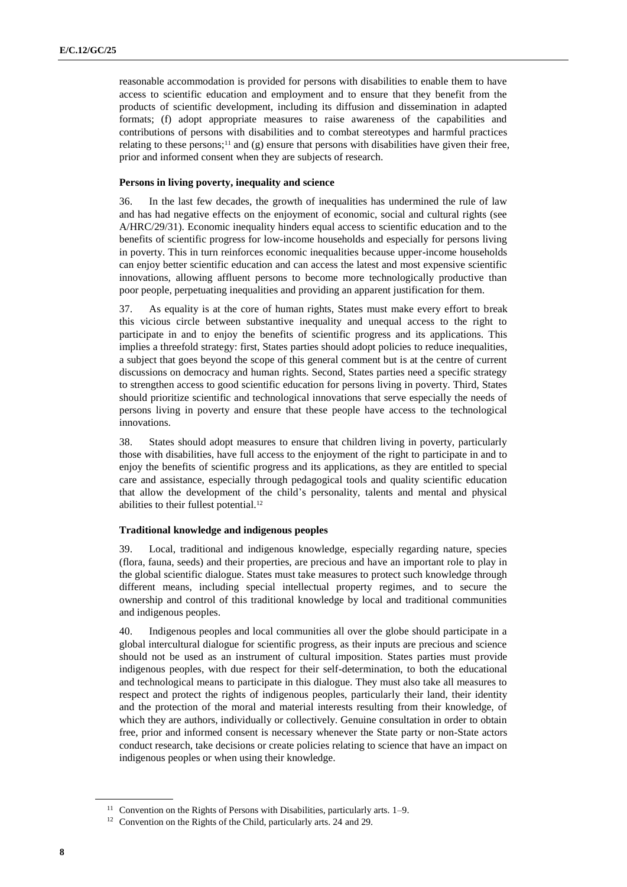reasonable accommodation is provided for persons with disabilities to enable them to have access to scientific education and employment and to ensure that they benefit from the products of scientific development, including its diffusion and dissemination in adapted formats; (f) adopt appropriate measures to raise awareness of the capabilities and contributions of persons with disabilities and to combat stereotypes and harmful practices relating to these persons;[11] and (g) ensure that persons with disabilities have given their free, prior and informed consent when they are subjects of research.

**Persons in living poverty, inequality and science**

36. In the last few decades, the growth of inequalities has undermined the rule of law and has had negative effects on the enjoyment of economic, social and cultural rights (see A/HRC/29/31). Economic inequality hinders equal access to scientific education and to the benefits of scientific progress for low-income households and especially for persons living in poverty. This in turn reinforces economic inequalities because upper-income households can enjoy better scientific education and can access the latest and most expensive scientific innovations, allowing affluent persons to become more technologically productive than poor people, perpetuating inequalities and providing an apparent justification for them.

37. As equality is at the core of human rights, States must make every effort to break this vicious circle between substantive inequality and unequal access to the right to participate in and to enjoy the benefits of scientific progress and its applications. This implies a threefold strategy: first, States parties should adopt policies to reduce inequalities, a subject that goes beyond the scope of this general comment but is at the centre of current discussions on democracy and human rights. Second, States parties need a specific strategy to strengthen access to good scientific education for persons living in poverty. Third, States should prioritize scientific and technological innovations that serve especially the needs of persons living in poverty and ensure that these people have access to the technological innovations.

38. States should adopt measures to ensure that children living in poverty, particularly those with disabilities, have full access to the enjoyment of the right to participate in and to enjoy the benefits of scientific progress and its applications, as they are entitled to special care and assistance, especially through pedagogical tools and quality scientific education that allow the development of the child's personality, talents and mental and physical abilities to their fullest potential.[12]

**Traditional knowledge and indigenous peoples**

39. Local, traditional and indigenous knowledge, especially regarding nature, species (flora, fauna, seeds) and their properties, are precious and have an important role to play in the global scientific dialogue. States must take measures to protect such knowledge through different means, including special intellectual property regimes, and to secure the ownership and control of this traditional knowledge by local and traditional communities and indigenous peoples.

40. Indigenous peoples and local communities all over the globe should participate in a global intercultural dialogue for scientific progress, as their inputs are precious and science should not be used as an instrument of cultural imposition. States parties must provide indigenous peoples, with due respect for their self-determination, to both the educational and technological means to participate in this dialogue. They must also take all measures to respect and protect the rights of indigenous peoples, particularly their land, their identity and the protection of the moral and material interests resulting from their knowledge, of which they are authors, individually or collectively. Genuine consultation in order to obtain free, prior and informed consent is necessary whenever the State party or non-State actors conduct research, take decisions or create policies relating to science that have an impact on indigenous peoples or when using their knowledge.

[11] Convention on the Rights of Persons with Disabilities, particularly arts. 1–9.

[12] Convention on the Rights of the Child, particularly arts. 24 and 29.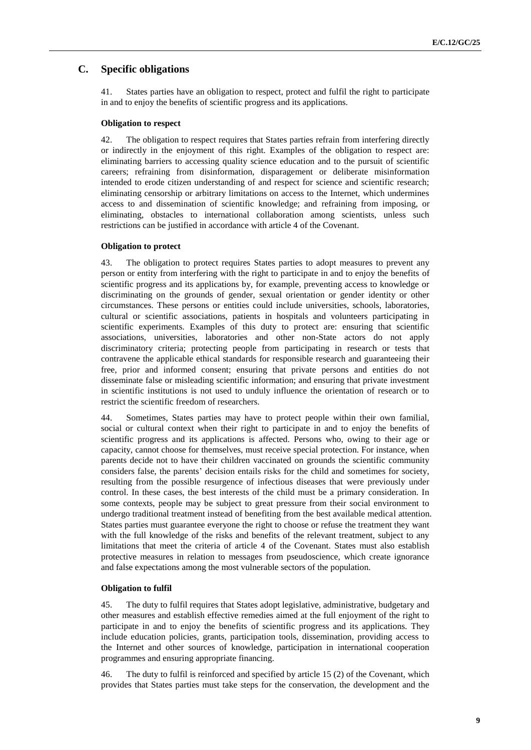## C. Specific obligations

41. States parties have an obligation to respect, protect and fulfil the right to participate in and to enjoy the benefits of scientific progress and its applications.

#### Obligation to respect

42. The obligation to respect requires that States parties refrain from interfering directly or indirectly in the enjoyment of this right. Examples of the obligation to respect are: eliminating barriers to accessing quality science education and to the pursuit of scientific careers; refraining from disinformation, disparagement or deliberate misinformation intended to erode citizen understanding of and respect for science and scientific research; eliminating censorship or arbitrary limitations on access to the Internet, which undermines access to and dissemination of scientific knowledge; and refraining from imposing, or eliminating, obstacles to international collaboration among scientists, unless such restrictions can be justified in accordance with article 4 of the Covenant.

#### Obligation to protect

43. The obligation to protect requires States parties to adopt measures to prevent any person or entity from interfering with the right to participate in and to enjoy the benefits of scientific progress and its applications by, for example, preventing access to knowledge or discriminating on the grounds of gender, sexual orientation or gender identity or other circumstances. These persons or entities could include universities, schools, laboratories, cultural or scientific associations, patients in hospitals and volunteers participating in scientific experiments. Examples of this duty to protect are: ensuring that scientific associations, universities, laboratories and other non-State actors do not apply discriminatory criteria; protecting people from participating in research or tests that contravene the applicable ethical standards for responsible research and guaranteeing their free, prior and informed consent; ensuring that private persons and entities do not disseminate false or misleading scientific information; and ensuring that private investment in scientific institutions is not used to unduly influence the orientation of research or to restrict the scientific freedom of researchers.

44. Sometimes, States parties may have to protect people within their own familial, social or cultural context when their right to participate in and to enjoy the benefits of scientific progress and its applications is affected. Persons who, owing to their age or capacity, cannot choose for themselves, must receive special protection. For instance, when parents decide not to have their children vaccinated on grounds the scientific community considers false, the parents' decision entails risks for the child and sometimes for society, resulting from the possible resurgence of infectious diseases that were previously under control. In these cases, the best interests of the child must be a primary consideration. In some contexts, people may be subject to great pressure from their social environment to undergo traditional treatment instead of benefiting from the best available medical attention. States parties must guarantee everyone the right to choose or refuse the treatment they want with the full knowledge of the risks and benefits of the relevant treatment, subject to any limitations that meet the criteria of article 4 of the Covenant. States must also establish protective measures in relation to messages from pseudoscience, which create ignorance and false expectations among the most vulnerable sectors of the population.

#### Obligation to fulfil

45. The duty to fulfil requires that States adopt legislative, administrative, budgetary and other measures and establish effective remedies aimed at the full enjoyment of the right to participate in and to enjoy the benefits of scientific progress and its applications. They include education policies, grants, participation tools, dissemination, providing access to the Internet and other sources of knowledge, participation in international cooperation programmes and ensuring appropriate financing.

46. The duty to fulfil is reinforced and specified by article 15 (2) of the Covenant, which provides that States parties must take steps for the conservation, the development and the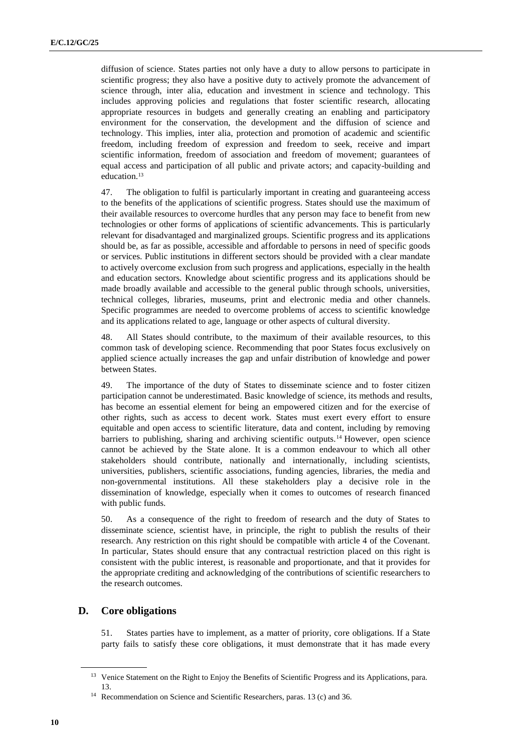diffusion of science. States parties not only have a duty to allow persons to participate in scientific progress; they also have a positive duty to actively promote the advancement of science through, inter alia, education and investment in science and technology. This includes approving policies and regulations that foster scientific research, allocating appropriate resources in budgets and generally creating an enabling and participatory environment for the conservation, the development and the diffusion of science and technology. This implies, inter alia, protection and promotion of academic and scientific freedom, including freedom of expression and freedom to seek, receive and impart scientific information, freedom of association and freedom of movement; guarantees of equal access and participation of all public and private actors; and capacity-building and education.[13]

47. The obligation to fulfil is particularly important in creating and guaranteeing access to the benefits of the applications of scientific progress. States should use the maximum of their available resources to overcome hurdles that any person may face to benefit from new technologies or other forms of applications of scientific advancements. This is particularly relevant for disadvantaged and marginalized groups. Scientific progress and its applications should be, as far as possible, accessible and affordable to persons in need of specific goods or services. Public institutions in different sectors should be provided with a clear mandate to actively overcome exclusion from such progress and applications, especially in the health and education sectors. Knowledge about scientific progress and its applications should be made broadly available and accessible to the general public through schools, universities, technical colleges, libraries, museums, print and electronic media and other channels. Specific programmes are needed to overcome problems of access to scientific knowledge and its applications related to age, language or other aspects of cultural diversity.

48. All States should contribute, to the maximum of their available resources, to this common task of developing science. Recommending that poor States focus exclusively on applied science actually increases the gap and unfair distribution of knowledge and power between States.

49. The importance of the duty of States to disseminate science and to foster citizen participation cannot be underestimated. Basic knowledge of science, its methods and results, has become an essential element for being an empowered citizen and for the exercise of other rights, such as access to decent work. States must exert every effort to ensure equitable and open access to scientific literature, data and content, including by removing barriers to publishing, sharing and archiving scientific outputs.[14] However, open science cannot be achieved by the State alone. It is a common endeavour to which all other stakeholders should contribute, nationally and internationally, including scientists, universities, publishers, scientific associations, funding agencies, libraries, the media and non-governmental institutions. All these stakeholders play a decisive role in the dissemination of knowledge, especially when it comes to outcomes of research financed with public funds.

50. As a consequence of the right to freedom of research and the duty of States to disseminate science, scientist have, in principle, the right to publish the results of their research. Any restriction on this right should be compatible with article 4 of the Covenant. In particular, States should ensure that any contractual restriction placed on this right is consistent with the public interest, is reasonable and proportionate, and that it provides for the appropriate crediting and acknowledging of the contributions of scientific researchers to the research outcomes.

## D. Core obligations

51. States parties have to implement, as a matter of priority, core obligations. If a State party fails to satisfy these core obligations, it must demonstrate that it has made every

---

[13] Venice Statement on the Right to Enjoy the Benefits of Scientific Progress and its Applications, para. 13.

[14] Recommendation on Science and Scientific Researchers, paras. 13 (c) and 36.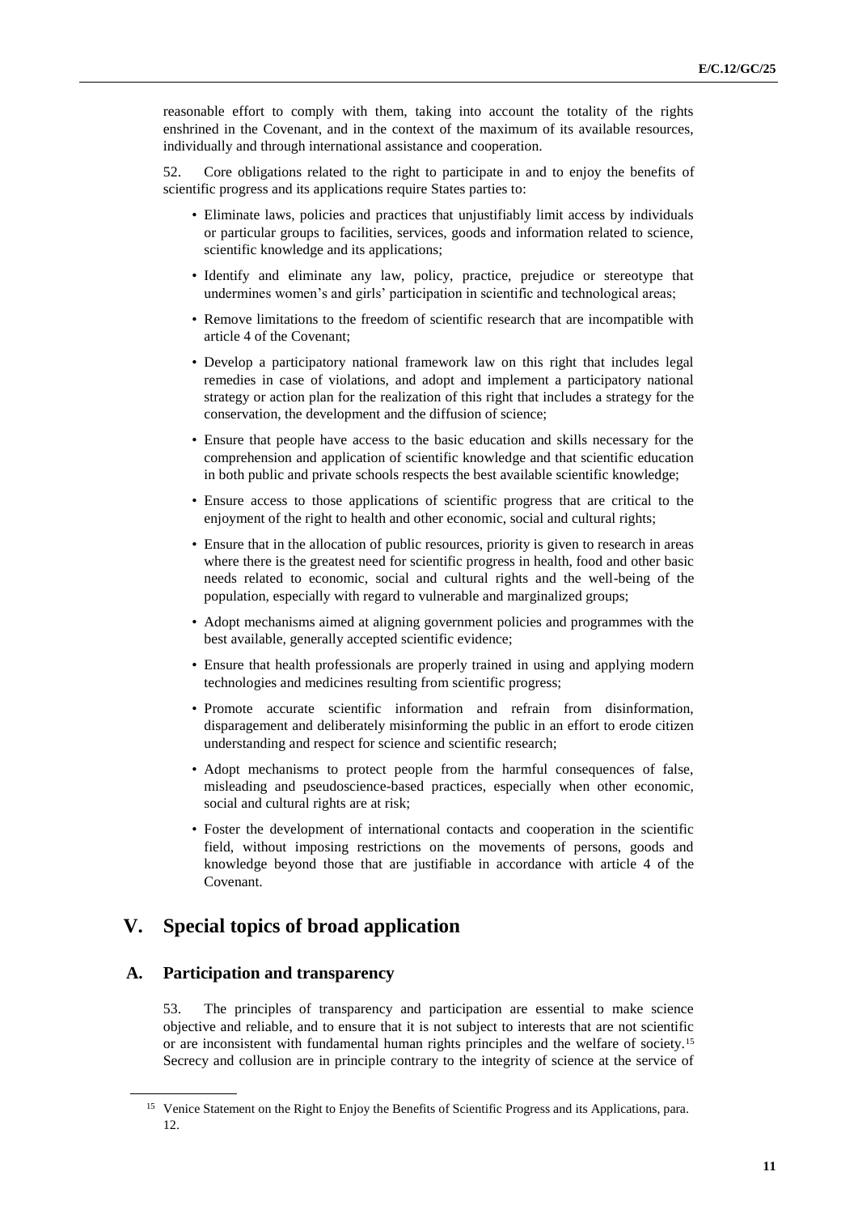reasonable effort to comply with them, taking into account the totality of the rights enshrined in the Covenant, and in the context of the maximum of its available resources, individually and through international assistance and cooperation.

52. Core obligations related to the right to participate in and to enjoy the benefits of scientific progress and its applications require States parties to:

- Eliminate laws, policies and practices that unjustifiably limit access by individuals or particular groups to facilities, services, goods and information related to science, scientific knowledge and its applications;
- Identify and eliminate any law, policy, practice, prejudice or stereotype that undermines women's and girls' participation in scientific and technological areas;
- Remove limitations to the freedom of scientific research that are incompatible with article 4 of the Covenant;
- Develop a participatory national framework law on this right that includes legal remedies in case of violations, and adopt and implement a participatory national strategy or action plan for the realization of this right that includes a strategy for the conservation, the development and the diffusion of science;
- Ensure that people have access to the basic education and skills necessary for the comprehension and application of scientific knowledge and that scientific education in both public and private schools respects the best available scientific knowledge;
- Ensure access to those applications of scientific progress that are critical to the enjoyment of the right to health and other economic, social and cultural rights;
- Ensure that in the allocation of public resources, priority is given to research in areas where there is the greatest need for scientific progress in health, food and other basic needs related to economic, social and cultural rights and the well-being of the population, especially with regard to vulnerable and marginalized groups;
- Adopt mechanisms aimed at aligning government policies and programmes with the best available, generally accepted scientific evidence;
- Ensure that health professionals are properly trained in using and applying modern technologies and medicines resulting from scientific progress;
- Promote accurate scientific information and refrain from disinformation, disparagement and deliberately misinforming the public in an effort to erode citizen understanding and respect for science and scientific research;
- Adopt mechanisms to protect people from the harmful consequences of false, misleading and pseudoscience-based practices, especially when other economic, social and cultural rights are at risk;
- Foster the development of international contacts and cooperation in the scientific field, without imposing restrictions on the movements of persons, goods and knowledge beyond those that are justifiable in accordance with article 4 of the Covenant.

# V. Special topics of broad application

## A. Participation and transparency

53. The principles of transparency and participation are essential to make science objective and reliable, and to ensure that it is not subject to interests that are not scientific or are inconsistent with fundamental human rights principles and the welfare of society.[15] Secrecy and collusion are in principle contrary to the integrity of science at the service of

[15] Venice Statement on the Right to Enjoy the Benefits of Scientific Progress and its Applications, para. 12.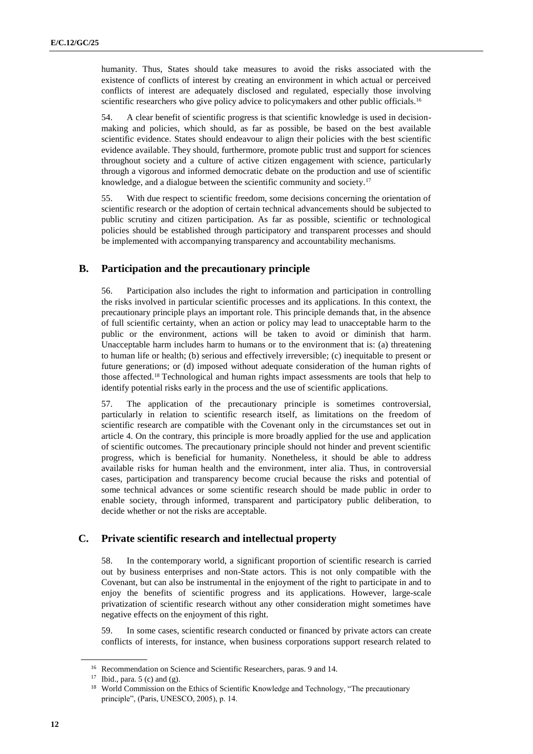humanity. Thus, States should take measures to avoid the risks associated with the existence of conflicts of interest by creating an environment in which actual or perceived conflicts of interest are adequately disclosed and regulated, especially those involving scientific researchers who give policy advice to policymakers and other public officials.[16]

54. A clear benefit of scientific progress is that scientific knowledge is used in decision-making and policies, which should, as far as possible, be based on the best available scientific evidence. States should endeavour to align their policies with the best scientific evidence available. They should, furthermore, promote public trust and support for sciences throughout society and a culture of active citizen engagement with science, particularly through a vigorous and informed democratic debate on the production and use of scientific knowledge, and a dialogue between the scientific community and society.[17]

55. With due respect to scientific freedom, some decisions concerning the orientation of scientific research or the adoption of certain technical advancements should be subjected to public scrutiny and citizen participation. As far as possible, scientific or technological policies should be established through participatory and transparent processes and should be implemented with accompanying transparency and accountability mechanisms.

## B. Participation and the precautionary principle

56. Participation also includes the right to information and participation in controlling the risks involved in particular scientific processes and its applications. In this context, the precautionary principle plays an important role. This principle demands that, in the absence of full scientific certainty, when an action or policy may lead to unacceptable harm to the public or the environment, actions will be taken to avoid or diminish that harm. Unacceptable harm includes harm to humans or to the environment that is: (a) threatening to human life or health; (b) serious and effectively irreversible; (c) inequitable to present or future generations; or (d) imposed without adequate consideration of the human rights of those affected.[18] Technological and human rights impact assessments are tools that help to identify potential risks early in the process and the use of scientific applications.

57. The application of the precautionary principle is sometimes controversial, particularly in relation to scientific research itself, as limitations on the freedom of scientific research are compatible with the Covenant only in the circumstances set out in article 4. On the contrary, this principle is more broadly applied for the use and application of scientific outcomes. The precautionary principle should not hinder and prevent scientific progress, which is beneficial for humanity. Nonetheless, it should be able to address available risks for human health and the environment, inter alia. Thus, in controversial cases, participation and transparency become crucial because the risks and potential of some technical advances or some scientific research should be made public in order to enable society, through informed, transparent and participatory public deliberation, to decide whether or not the risks are acceptable.

## C. Private scientific research and intellectual property

58. In the contemporary world, a significant proportion of scientific research is carried out by business enterprises and non-State actors. This is not only compatible with the Covenant, but can also be instrumental in the enjoyment of the right to participate in and to enjoy the benefits of scientific progress and its applications. However, large-scale privatization of scientific research without any other consideration might sometimes have negative effects on the enjoyment of this right.

59. In some cases, scientific research conducted or financed by private actors can create conflicts of interests, for instance, when business corporations support research related to

---

[16] Recommendation on Science and Scientific Researchers, paras. 9 and 14.

[17] Ibid., para. 5 (c) and (g).

[18] World Commission on the Ethics of Scientific Knowledge and Technology, "The precautionary principle", (Paris, UNESCO, 2005), p. 14.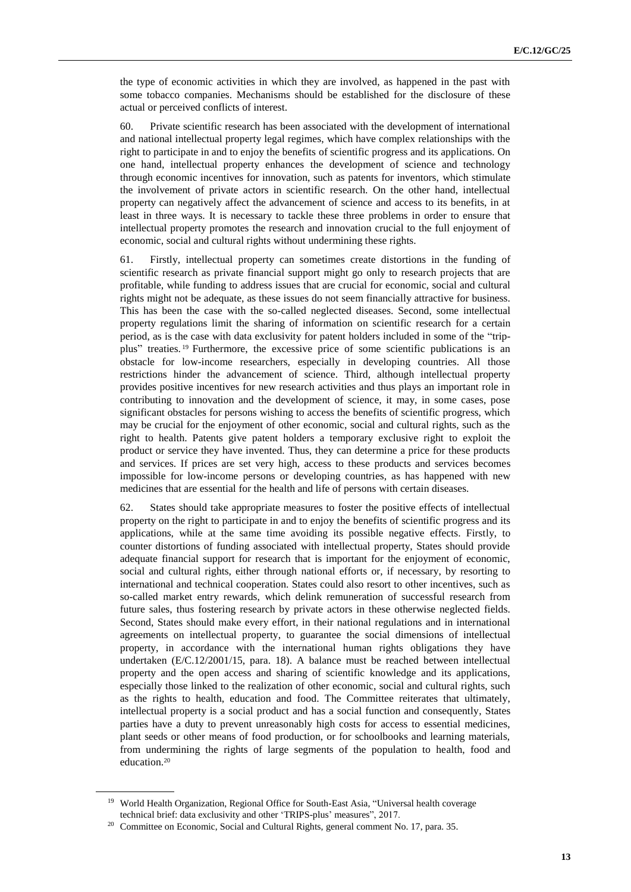the type of economic activities in which they are involved, as happened in the past with some tobacco companies. Mechanisms should be established for the disclosure of these actual or perceived conflicts of interest.

60. Private scientific research has been associated with the development of international and national intellectual property legal regimes, which have complex relationships with the right to participate in and to enjoy the benefits of scientific progress and its applications. On one hand, intellectual property enhances the development of science and technology through economic incentives for innovation, such as patents for inventors, which stimulate the involvement of private actors in scientific research. On the other hand, intellectual property can negatively affect the advancement of science and access to its benefits, in at least in three ways. It is necessary to tackle these three problems in order to ensure that intellectual property promotes the research and innovation crucial to the full enjoyment of economic, social and cultural rights without undermining these rights.

61. Firstly, intellectual property can sometimes create distortions in the funding of scientific research as private financial support might go only to research projects that are profitable, while funding to address issues that are crucial for economic, social and cultural rights might not be adequate, as these issues do not seem financially attractive for business. This has been the case with the so-called neglected diseases. Second, some intellectual property regulations limit the sharing of information on scientific research for a certain period, as is the case with data exclusivity for patent holders included in some of the "trip-plus" treaties.[19] Furthermore, the excessive price of some scientific publications is an obstacle for low-income researchers, especially in developing countries. All those restrictions hinder the advancement of science. Third, although intellectual property provides positive incentives for new research activities and thus plays an important role in contributing to innovation and the development of science, it may, in some cases, pose significant obstacles for persons wishing to access the benefits of scientific progress, which may be crucial for the enjoyment of other economic, social and cultural rights, such as the right to health. Patents give patent holders a temporary exclusive right to exploit the product or service they have invented. Thus, they can determine a price for these products and services. If prices are set very high, access to these products and services becomes impossible for low-income persons or developing countries, as has happened with new medicines that are essential for the health and life of persons with certain diseases.

62. States should take appropriate measures to foster the positive effects of intellectual property on the right to participate in and to enjoy the benefits of scientific progress and its applications, while at the same time avoiding its possible negative effects. Firstly, to counter distortions of funding associated with intellectual property, States should provide adequate financial support for research that is important for the enjoyment of economic, social and cultural rights, either through national efforts or, if necessary, by resorting to international and technical cooperation. States could also resort to other incentives, such as so-called market entry rewards, which delink remuneration of successful research from future sales, thus fostering research by private actors in these otherwise neglected fields. Second, States should make every effort, in their national regulations and in international agreements on intellectual property, to guarantee the social dimensions of intellectual property, in accordance with the international human rights obligations they have undertaken (E/C.12/2001/15, para. 18). A balance must be reached between intellectual property and the open access and sharing of scientific knowledge and its applications, especially those linked to the realization of other economic, social and cultural rights, such as the rights to health, education and food. The Committee reiterates that ultimately, intellectual property is a social product and has a social function and consequently, States parties have a duty to prevent unreasonably high costs for access to essential medicines, plant seeds or other means of food production, or for schoolbooks and learning materials, from undermining the rights of large segments of the population to health, food and education.[20]

---

[19] World Health Organization, Regional Office for South-East Asia, "Universal health coverage technical brief: data exclusivity and other 'TRIPS-plus' measures", 2017.

[20] Committee on Economic, Social and Cultural Rights, general comment No. 17, para. 35.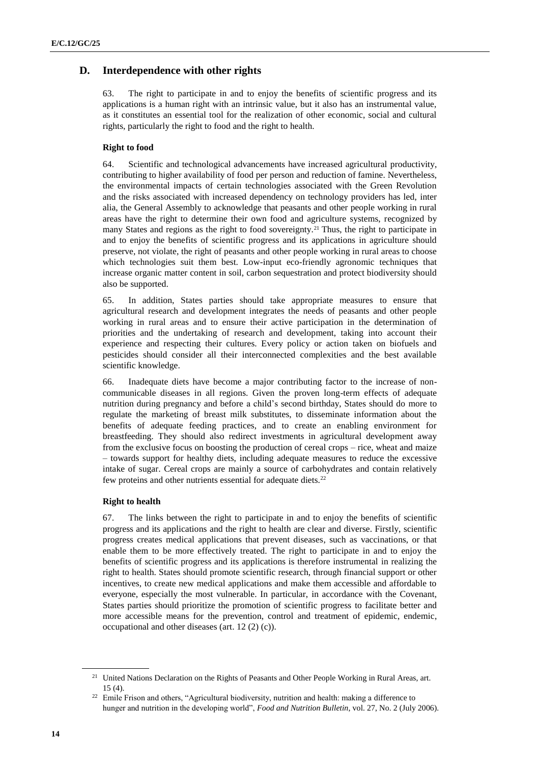## D. Interdependence with other rights

63. The right to participate in and to enjoy the benefits of scientific progress and its applications is a human right with an intrinsic value, but it also has an instrumental value, as it constitutes an essential tool for the realization of other economic, social and cultural rights, particularly the right to food and the right to health.

**Right to food**

64. Scientific and technological advancements have increased agricultural productivity, contributing to higher availability of food per person and reduction of famine. Nevertheless, the environmental impacts of certain technologies associated with the Green Revolution and the risks associated with increased dependency on technology providers has led, inter alia, the General Assembly to acknowledge that peasants and other people working in rural areas have the right to determine their own food and agriculture systems, recognized by many States and regions as the right to food sovereignty.[21] Thus, the right to participate in and to enjoy the benefits of scientific progress and its applications in agriculture should preserve, not violate, the right of peasants and other people working in rural areas to choose which technologies suit them best. Low-input eco-friendly agronomic techniques that increase organic matter content in soil, carbon sequestration and protect biodiversity should also be supported.

65. In addition, States parties should take appropriate measures to ensure that agricultural research and development integrates the needs of peasants and other people working in rural areas and to ensure their active participation in the determination of priorities and the undertaking of research and development, taking into account their experience and respecting their cultures. Every policy or action taken on biofuels and pesticides should consider all their interconnected complexities and the best available scientific knowledge.

66. Inadequate diets have become a major contributing factor to the increase of non-communicable diseases in all regions. Given the proven long-term effects of adequate nutrition during pregnancy and before a child's second birthday, States should do more to regulate the marketing of breast milk substitutes, to disseminate information about the benefits of adequate feeding practices, and to create an enabling environment for breastfeeding. They should also redirect investments in agricultural development away from the exclusive focus on boosting the production of cereal crops – rice, wheat and maize – towards support for healthy diets, including adequate measures to reduce the excessive intake of sugar. Cereal crops are mainly a source of carbohydrates and contain relatively few proteins and other nutrients essential for adequate diets.[22]

**Right to health**

67. The links between the right to participate in and to enjoy the benefits of scientific progress and its applications and the right to health are clear and diverse. Firstly, scientific progress creates medical applications that prevent diseases, such as vaccinations, or that enable them to be more effectively treated. The right to participate in and to enjoy the benefits of scientific progress and its applications is therefore instrumental in realizing the right to health. States should promote scientific research, through financial support or other incentives, to create new medical applications and make them accessible and affordable to everyone, especially the most vulnerable. In particular, in accordance with the Covenant, States parties should prioritize the promotion of scientific progress to facilitate better and more accessible means for the prevention, control and treatment of epidemic, endemic, occupational and other diseases (art. 12 (2) (c)).

---

[21] United Nations Declaration on the Rights of Peasants and Other People Working in Rural Areas, art. 15 (4).

[22] Emile Frison and others, "Agricultural biodiversity, nutrition and health: making a difference to hunger and nutrition in the developing world", *Food and Nutrition Bulletin*, vol. 27, No. 2 (July 2006).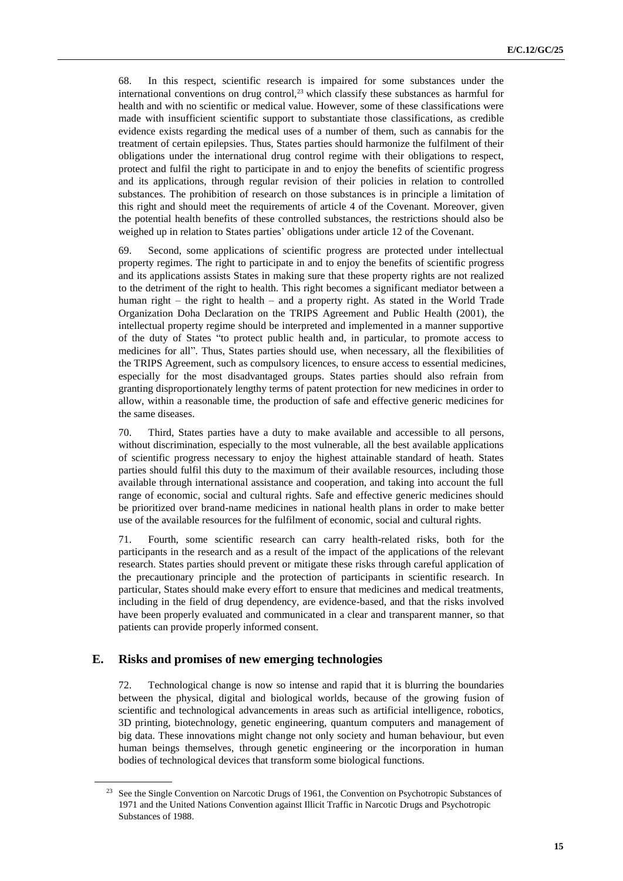68. In this respect, scientific research is impaired for some substances under the international conventions on drug control,[23] which classify these substances as harmful for health and with no scientific or medical value. However, some of these classifications were made with insufficient scientific support to substantiate those classifications, as credible evidence exists regarding the medical uses of a number of them, such as cannabis for the treatment of certain epilepsies. Thus, States parties should harmonize the fulfilment of their obligations under the international drug control regime with their obligations to respect, protect and fulfil the right to participate in and to enjoy the benefits of scientific progress and its applications, through regular revision of their policies in relation to controlled substances. The prohibition of research on those substances is in principle a limitation of this right and should meet the requirements of article 4 of the Covenant. Moreover, given the potential health benefits of these controlled substances, the restrictions should also be weighed up in relation to States parties' obligations under article 12 of the Covenant.

69. Second, some applications of scientific progress are protected under intellectual property regimes. The right to participate in and to enjoy the benefits of scientific progress and its applications assists States in making sure that these property rights are not realized to the detriment of the right to health. This right becomes a significant mediator between a human right – the right to health – and a property right. As stated in the World Trade Organization Doha Declaration on the TRIPS Agreement and Public Health (2001), the intellectual property regime should be interpreted and implemented in a manner supportive of the duty of States "to protect public health and, in particular, to promote access to medicines for all". Thus, States parties should use, when necessary, all the flexibilities of the TRIPS Agreement, such as compulsory licences, to ensure access to essential medicines, especially for the most disadvantaged groups. States parties should also refrain from granting disproportionately lengthy terms of patent protection for new medicines in order to allow, within a reasonable time, the production of safe and effective generic medicines for the same diseases.

70. Third, States parties have a duty to make available and accessible to all persons, without discrimination, especially to the most vulnerable, all the best available applications of scientific progress necessary to enjoy the highest attainable standard of heath. States parties should fulfil this duty to the maximum of their available resources, including those available through international assistance and cooperation, and taking into account the full range of economic, social and cultural rights. Safe and effective generic medicines should be prioritized over brand-name medicines in national health plans in order to make better use of the available resources for the fulfilment of economic, social and cultural rights.

71. Fourth, some scientific research can carry health-related risks, both for the participants in the research and as a result of the impact of the applications of the relevant research. States parties should prevent or mitigate these risks through careful application of the precautionary principle and the protection of participants in scientific research. In particular, States should make every effort to ensure that medicines and medical treatments, including in the field of drug dependency, are evidence-based, and that the risks involved have been properly evaluated and communicated in a clear and transparent manner, so that patients can provide properly informed consent.

## E. Risks and promises of new emerging technologies

72. Technological change is now so intense and rapid that it is blurring the boundaries between the physical, digital and biological worlds, because of the growing fusion of scientific and technological advancements in areas such as artificial intelligence, robotics, 3D printing, biotechnology, genetic engineering, quantum computers and management of big data. These innovations might change not only society and human behaviour, but even human beings themselves, through genetic engineering or the incorporation in human bodies of technological devices that transform some biological functions.

---

[23] See the Single Convention on Narcotic Drugs of 1961, the Convention on Psychotropic Substances of 1971 and the United Nations Convention against Illicit Traffic in Narcotic Drugs and Psychotropic Substances of 1988.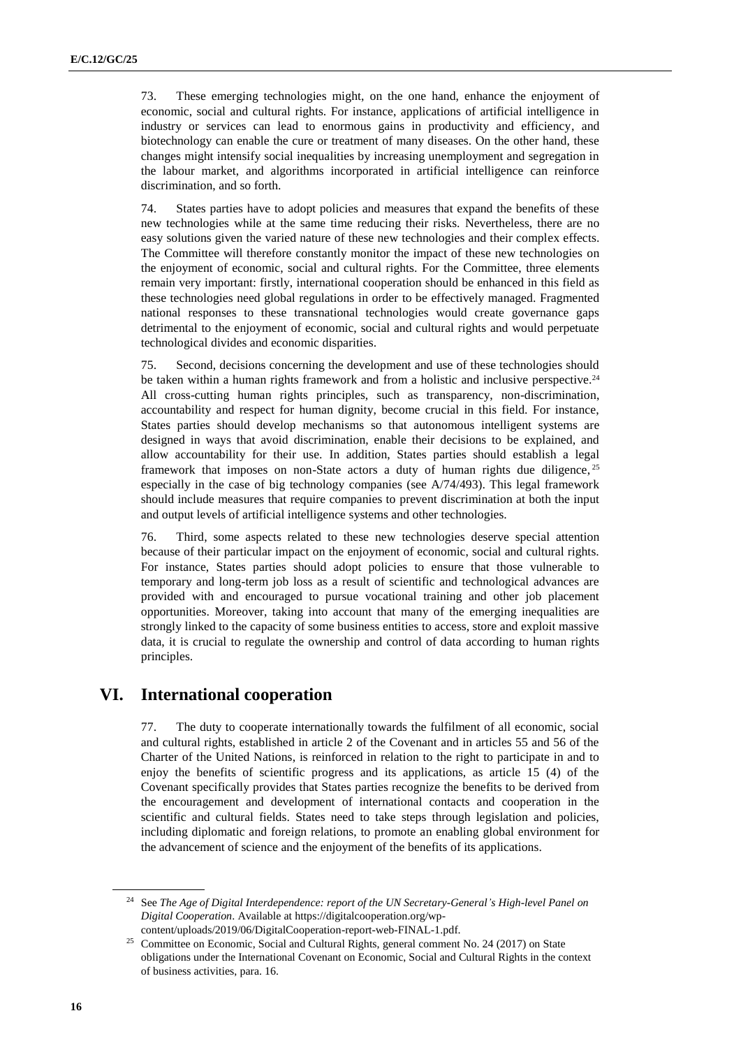73. These emerging technologies might, on the one hand, enhance the enjoyment of economic, social and cultural rights. For instance, applications of artificial intelligence in industry or services can lead to enormous gains in productivity and efficiency, and biotechnology can enable the cure or treatment of many diseases. On the other hand, these changes might intensify social inequalities by increasing unemployment and segregation in the labour market, and algorithms incorporated in artificial intelligence can reinforce discrimination, and so forth.

74. States parties have to adopt policies and measures that expand the benefits of these new technologies while at the same time reducing their risks. Nevertheless, there are no easy solutions given the varied nature of these new technologies and their complex effects. The Committee will therefore constantly monitor the impact of these new technologies on the enjoyment of economic, social and cultural rights. For the Committee, three elements remain very important: firstly, international cooperation should be enhanced in this field as these technologies need global regulations in order to be effectively managed. Fragmented national responses to these transnational technologies would create governance gaps detrimental to the enjoyment of economic, social and cultural rights and would perpetuate technological divides and economic disparities.

75. Second, decisions concerning the development and use of these technologies should be taken within a human rights framework and from a holistic and inclusive perspective.[24] All cross-cutting human rights principles, such as transparency, non-discrimination, accountability and respect for human dignity, become crucial in this field. For instance, States parties should develop mechanisms so that autonomous intelligent systems are designed in ways that avoid discrimination, enable their decisions to be explained, and allow accountability for their use. In addition, States parties should establish a legal framework that imposes on non-State actors a duty of human rights due diligence,[25] especially in the case of big technology companies (see A/74/493). This legal framework should include measures that require companies to prevent discrimination at both the input and output levels of artificial intelligence systems and other technologies.

76. Third, some aspects related to these new technologies deserve special attention because of their particular impact on the enjoyment of economic, social and cultural rights. For instance, States parties should adopt policies to ensure that those vulnerable to temporary and long-term job loss as a result of scientific and technological advances are provided with and encouraged to pursue vocational training and other job placement opportunities. Moreover, taking into account that many of the emerging inequalities are strongly linked to the capacity of some business entities to access, store and exploit massive data, it is crucial to regulate the ownership and control of data according to human rights principles.

# VI. International cooperation

77. The duty to cooperate internationally towards the fulfilment of all economic, social and cultural rights, established in article 2 of the Covenant and in articles 55 and 56 of the Charter of the United Nations, is reinforced in relation to the right to participate in and to enjoy the benefits of scientific progress and its applications, as article 15 (4) of the Covenant specifically provides that States parties recognize the benefits to be derived from the encouragement and development of international contacts and cooperation in the scientific and cultural fields. States need to take steps through legislation and policies, including diplomatic and foreign relations, to promote an enabling global environment for the advancement of science and the enjoyment of the benefits of its applications.

---

[24] See *The Age of Digital Interdependence: report of the UN Secretary-General's High-level Panel on Digital Cooperation*. Available at https://digitalcooperation.org/wp-content/uploads/2019/06/DigitalCooperation-report-web-FINAL-1.pdf.

[25] Committee on Economic, Social and Cultural Rights, general comment No. 24 (2017) on State obligations under the International Covenant on Economic, Social and Cultural Rights in the context of business activities, para. 16.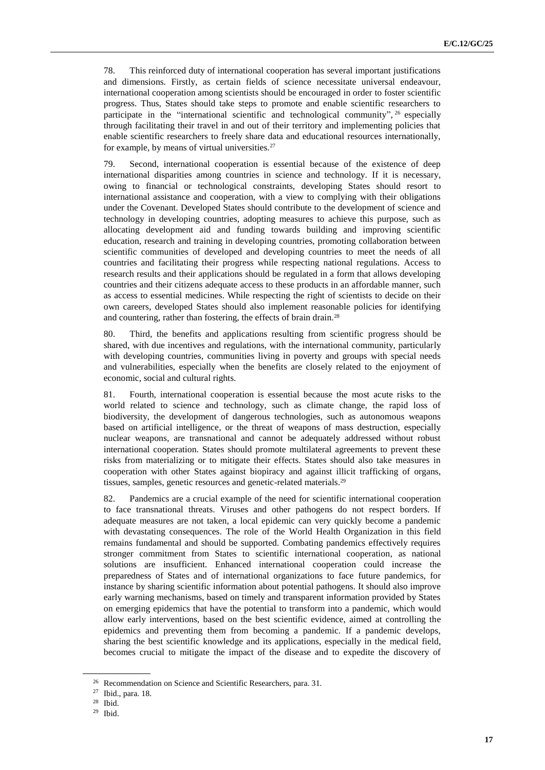78. This reinforced duty of international cooperation has several important justifications and dimensions. Firstly, as certain fields of science necessitate universal endeavour, international cooperation among scientists should be encouraged in order to foster scientific progress. Thus, States should take steps to promote and enable scientific researchers to participate in the "international scientific and technological community",[26] especially through facilitating their travel in and out of their territory and implementing policies that enable scientific researchers to freely share data and educational resources internationally, for example, by means of virtual universities.[27]

79. Second, international cooperation is essential because of the existence of deep international disparities among countries in science and technology. If it is necessary, owing to financial or technological constraints, developing States should resort to international assistance and cooperation, with a view to complying with their obligations under the Covenant. Developed States should contribute to the development of science and technology in developing countries, adopting measures to achieve this purpose, such as allocating development aid and funding towards building and improving scientific education, research and training in developing countries, promoting collaboration between scientific communities of developed and developing countries to meet the needs of all countries and facilitating their progress while respecting national regulations. Access to research results and their applications should be regulated in a form that allows developing countries and their citizens adequate access to these products in an affordable manner, such as access to essential medicines. While respecting the right of scientists to decide on their own careers, developed States should also implement reasonable policies for identifying and countering, rather than fostering, the effects of brain drain.[28]

80. Third, the benefits and applications resulting from scientific progress should be shared, with due incentives and regulations, with the international community, particularly with developing countries, communities living in poverty and groups with special needs and vulnerabilities, especially when the benefits are closely related to the enjoyment of economic, social and cultural rights.

81. Fourth, international cooperation is essential because the most acute risks to the world related to science and technology, such as climate change, the rapid loss of biodiversity, the development of dangerous technologies, such as autonomous weapons based on artificial intelligence, or the threat of weapons of mass destruction, especially nuclear weapons, are transnational and cannot be adequately addressed without robust international cooperation. States should promote multilateral agreements to prevent these risks from materializing or to mitigate their effects. States should also take measures in cooperation with other States against biopiracy and against illicit trafficking of organs, tissues, samples, genetic resources and genetic-related materials.[29]

82. Pandemics are a crucial example of the need for scientific international cooperation to face transnational threats. Viruses and other pathogens do not respect borders. If adequate measures are not taken, a local epidemic can very quickly become a pandemic with devastating consequences. The role of the World Health Organization in this field remains fundamental and should be supported. Combating pandemics effectively requires stronger commitment from States to scientific international cooperation, as national solutions are insufficient. Enhanced international cooperation could increase the preparedness of States and of international organizations to face future pandemics, for instance by sharing scientific information about potential pathogens. It should also improve early warning mechanisms, based on timely and transparent information provided by States on emerging epidemics that have the potential to transform into a pandemic, which would allow early interventions, based on the best scientific evidence, aimed at controlling the epidemics and preventing them from becoming a pandemic. If a pandemic develops, sharing the best scientific knowledge and its applications, especially in the medical field, becomes crucial to mitigate the impact of the disease and to expedite the discovery of

---

[26] Recommendation on Science and Scientific Researchers, para. 31.

[27] Ibid., para. 18.

[28] Ibid.

[29] Ibid.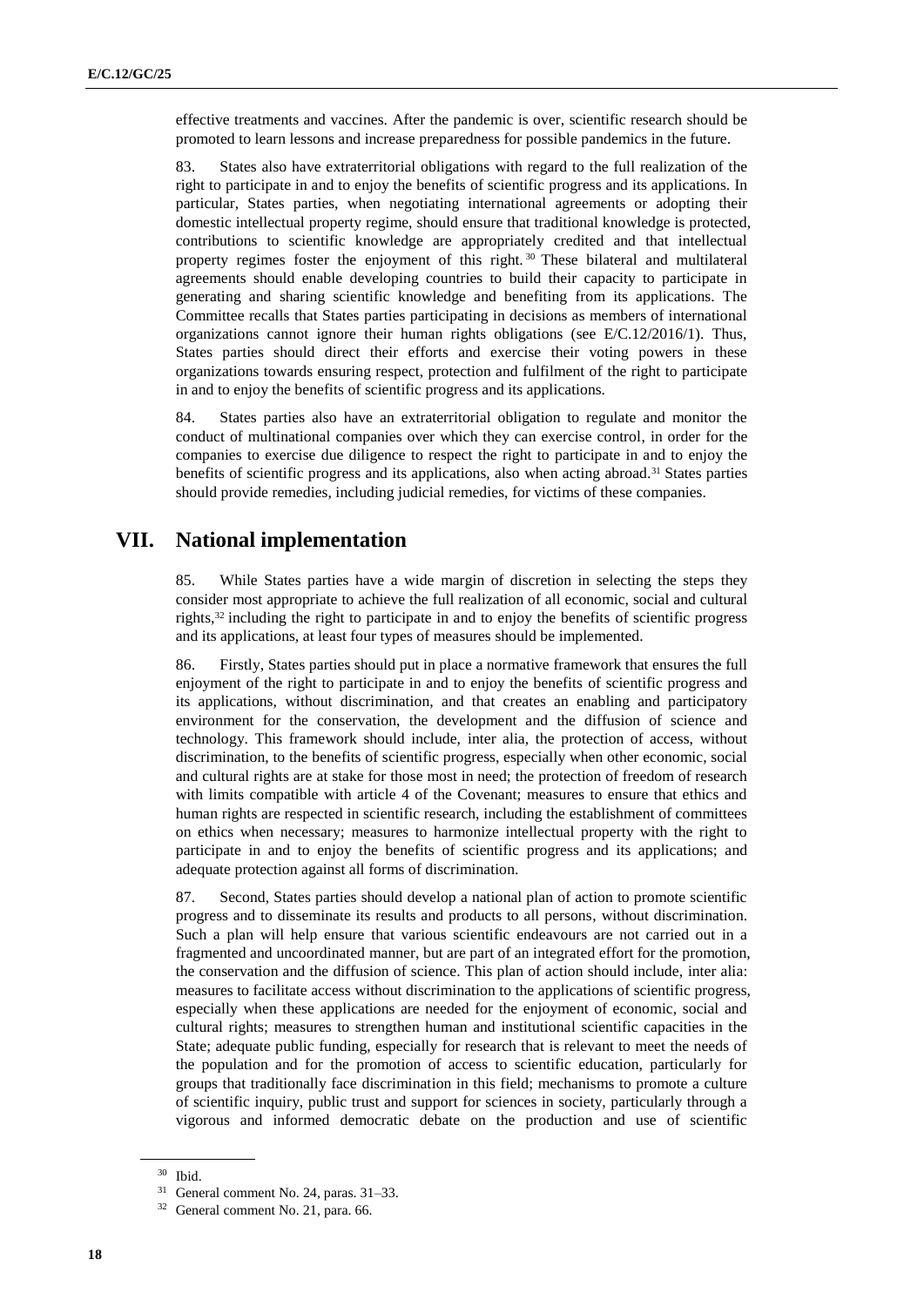effective treatments and vaccines. After the pandemic is over, scientific research should be promoted to learn lessons and increase preparedness for possible pandemics in the future.

83. States also have extraterritorial obligations with regard to the full realization of the right to participate in and to enjoy the benefits of scientific progress and its applications. In particular, States parties, when negotiating international agreements or adopting their domestic intellectual property regime, should ensure that traditional knowledge is protected, contributions to scientific knowledge are appropriately credited and that intellectual property regimes foster the enjoyment of this right.[30] These bilateral and multilateral agreements should enable developing countries to build their capacity to participate in generating and sharing scientific knowledge and benefiting from its applications. The Committee recalls that States parties participating in decisions as members of international organizations cannot ignore their human rights obligations (see E/C.12/2016/1). Thus, States parties should direct their efforts and exercise their voting powers in these organizations towards ensuring respect, protection and fulfilment of the right to participate in and to enjoy the benefits of scientific progress and its applications.

84. States parties also have an extraterritorial obligation to regulate and monitor the conduct of multinational companies over which they can exercise control, in order for the companies to exercise due diligence to respect the right to participate in and to enjoy the benefits of scientific progress and its applications, also when acting abroad.[31] States parties should provide remedies, including judicial remedies, for victims of these companies.

## VII. National implementation

85. While States parties have a wide margin of discretion in selecting the steps they consider most appropriate to achieve the full realization of all economic, social and cultural rights,[32] including the right to participate in and to enjoy the benefits of scientific progress and its applications, at least four types of measures should be implemented.

86. Firstly, States parties should put in place a normative framework that ensures the full enjoyment of the right to participate in and to enjoy the benefits of scientific progress and its applications, without discrimination, and that creates an enabling and participatory environment for the conservation, the development and the diffusion of science and technology. This framework should include, inter alia, the protection of access, without discrimination, to the benefits of scientific progress, especially when other economic, social and cultural rights are at stake for those most in need; the protection of freedom of research with limits compatible with article 4 of the Covenant; measures to ensure that ethics and human rights are respected in scientific research, including the establishment of committees on ethics when necessary; measures to harmonize intellectual property with the right to participate in and to enjoy the benefits of scientific progress and its applications; and adequate protection against all forms of discrimination.

87. Second, States parties should develop a national plan of action to promote scientific progress and to disseminate its results and products to all persons, without discrimination. Such a plan will help ensure that various scientific endeavours are not carried out in a fragmented and uncoordinated manner, but are part of an integrated effort for the promotion, the conservation and the diffusion of science. This plan of action should include, inter alia: measures to facilitate access without discrimination to the applications of scientific progress, especially when these applications are needed for the enjoyment of economic, social and cultural rights; measures to strengthen human and institutional scientific capacities in the State; adequate public funding, especially for research that is relevant to meet the needs of the population and for the promotion of access to scientific education, particularly for groups that traditionally face discrimination in this field; mechanisms to promote a culture of scientific inquiry, public trust and support for sciences in society, particularly through a vigorous and informed democratic debate on the production and use of scientific

[30] Ibid.

[31] General comment No. 24, paras. 31–33.

[32] General comment No. 21, para. 66.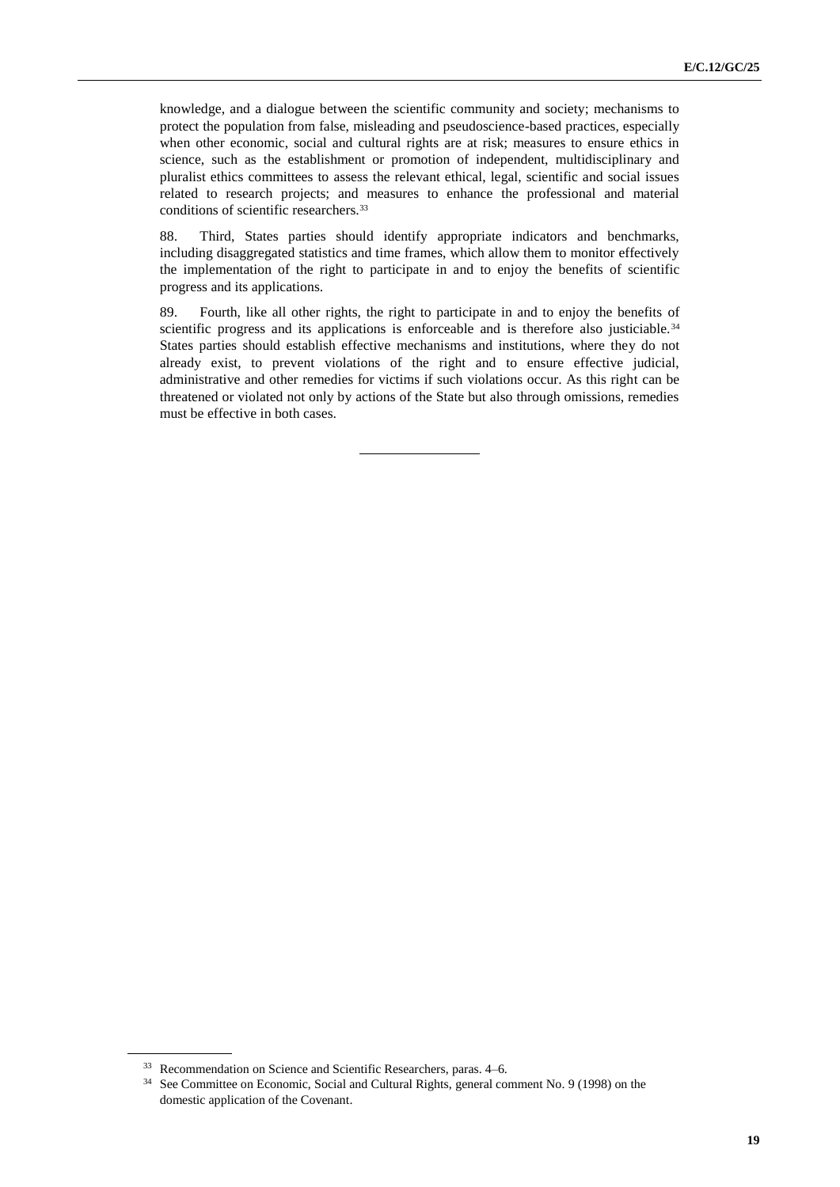knowledge, and a dialogue between the scientific community and society; mechanisms to protect the population from false, misleading and pseudoscience-based practices, especially when other economic, social and cultural rights are at risk; measures to ensure ethics in science, such as the establishment or promotion of independent, multidisciplinary and pluralist ethics committees to assess the relevant ethical, legal, scientific and social issues related to research projects; and measures to enhance the professional and material conditions of scientific researchers.[33]

88. Third, States parties should identify appropriate indicators and benchmarks, including disaggregated statistics and time frames, which allow them to monitor effectively the implementation of the right to participate in and to enjoy the benefits of scientific progress and its applications.

89. Fourth, like all other rights, the right to participate in and to enjoy the benefits of scientific progress and its applications is enforceable and is therefore also justiciable.[34] States parties should establish effective mechanisms and institutions, where they do not already exist, to prevent violations of the right and to ensure effective judicial, administrative and other remedies for victims if such violations occur. As this right can be threatened or violated not only by actions of the State but also through omissions, remedies must be effective in both cases.

---

[33] Recommendation on Science and Scientific Researchers, paras. 4–6.

[34] See Committee on Economic, Social and Cultural Rights, general comment No. 9 (1998) on the domestic application of the Covenant.